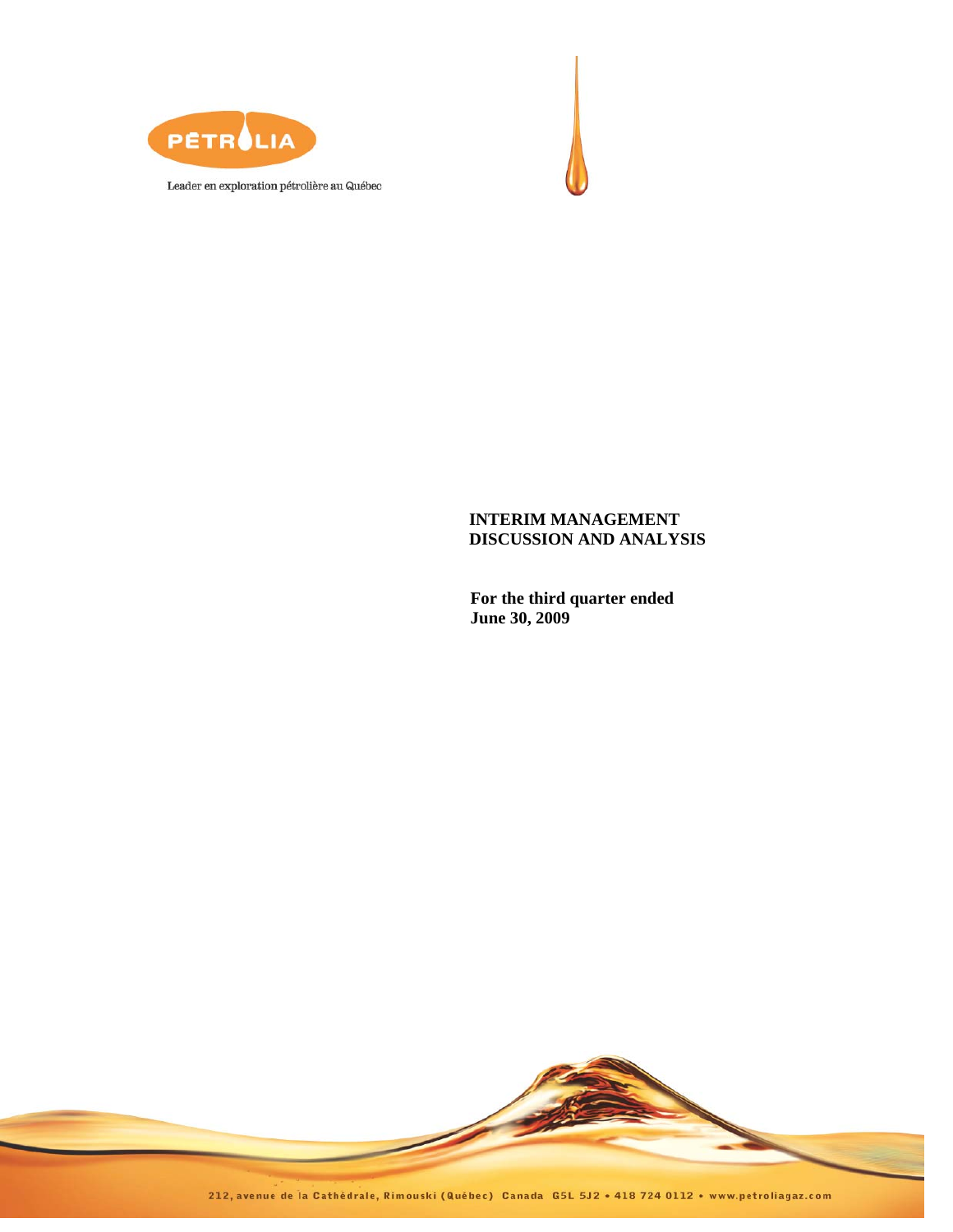PÉTROLIA

Leader en exploration pétrolière au Québec

# INTERIM MANAGEMENT DISCUSSION AND ANALYSIS

**For the third quarter ended June 30, 2009**

212, avenue de la Cathédrale, Rimouski (Québec) Canada G5L 5J2 • 418 724 0112 • www.petroliagaz.com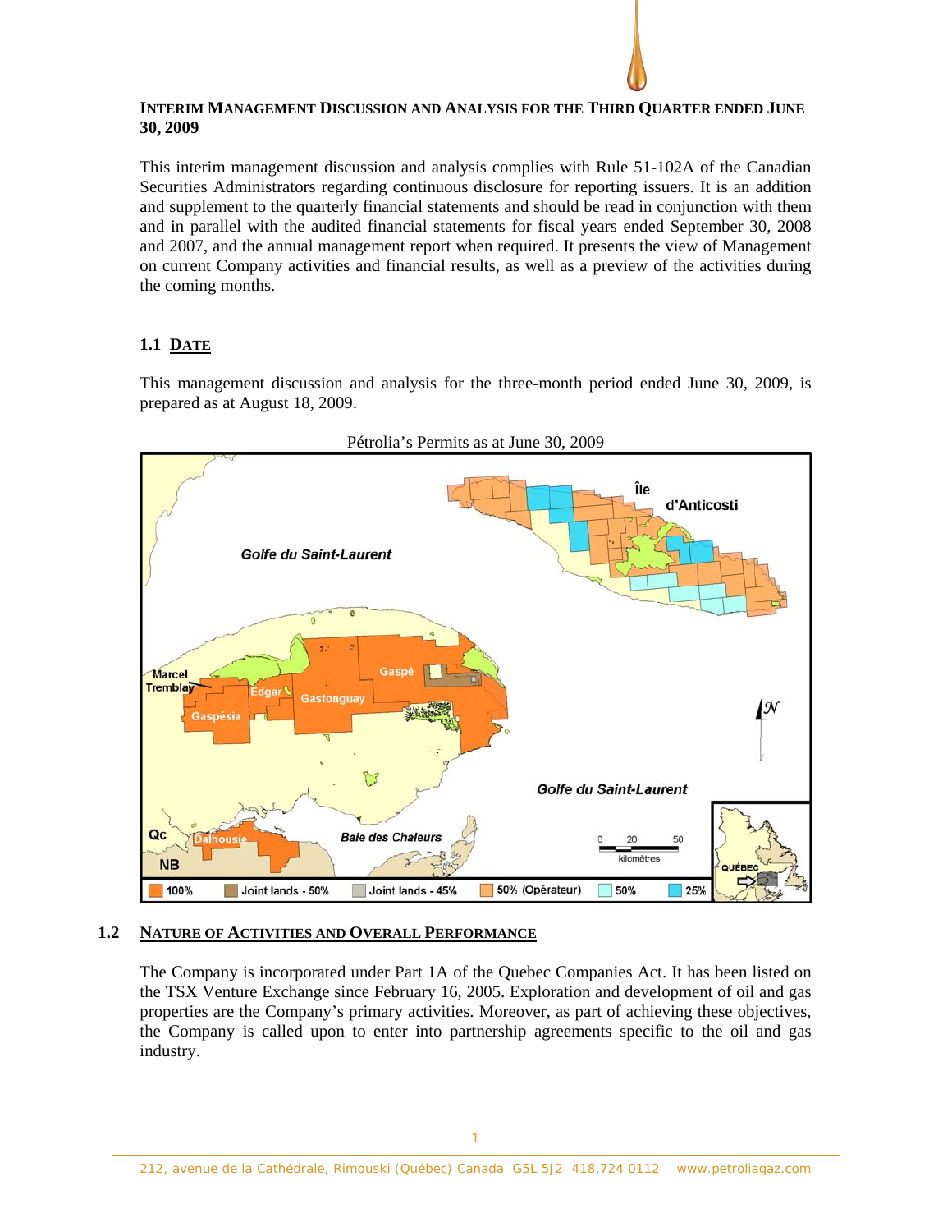**INTERIM MANAGEMENT DISCUSSION AND ANALYSIS FOR THE THIRD QUARTER ENDED JUNE 30, 2009**

This interim management discussion and analysis complies with Rule 51-102A of the Canadian Securities Administrators regarding continuous disclosure for reporting issuers. It is an addition and supplement to the quarterly financial statements and should be read in conjunction with them and in parallel with the audited financial statements for fiscal years ended September 30, 2008 and 2007, and the annual management report when required. It presents the view of Management on current Company activities and financial results, as well as a preview of the activities during the coming months.

## 1.1 DATE

This management discussion and analysis for the three-month period ended June 30, 2009, is prepared as at August 18, 2009.

Pétrolia's Permits as at June 30, 2009

## 1.2 NATURE OF ACTIVITIES AND OVERALL PERFORMANCE

The Company is incorporated under Part 1A of the Quebec Companies Act. It has been listed on the TSX Venture Exchange since February 16, 2005. Exploration and development of oil and gas properties are the Company's primary activities. Moreover, as part of achieving these objectives, the Company is called upon to enter into partnership agreements specific to the oil and gas industry.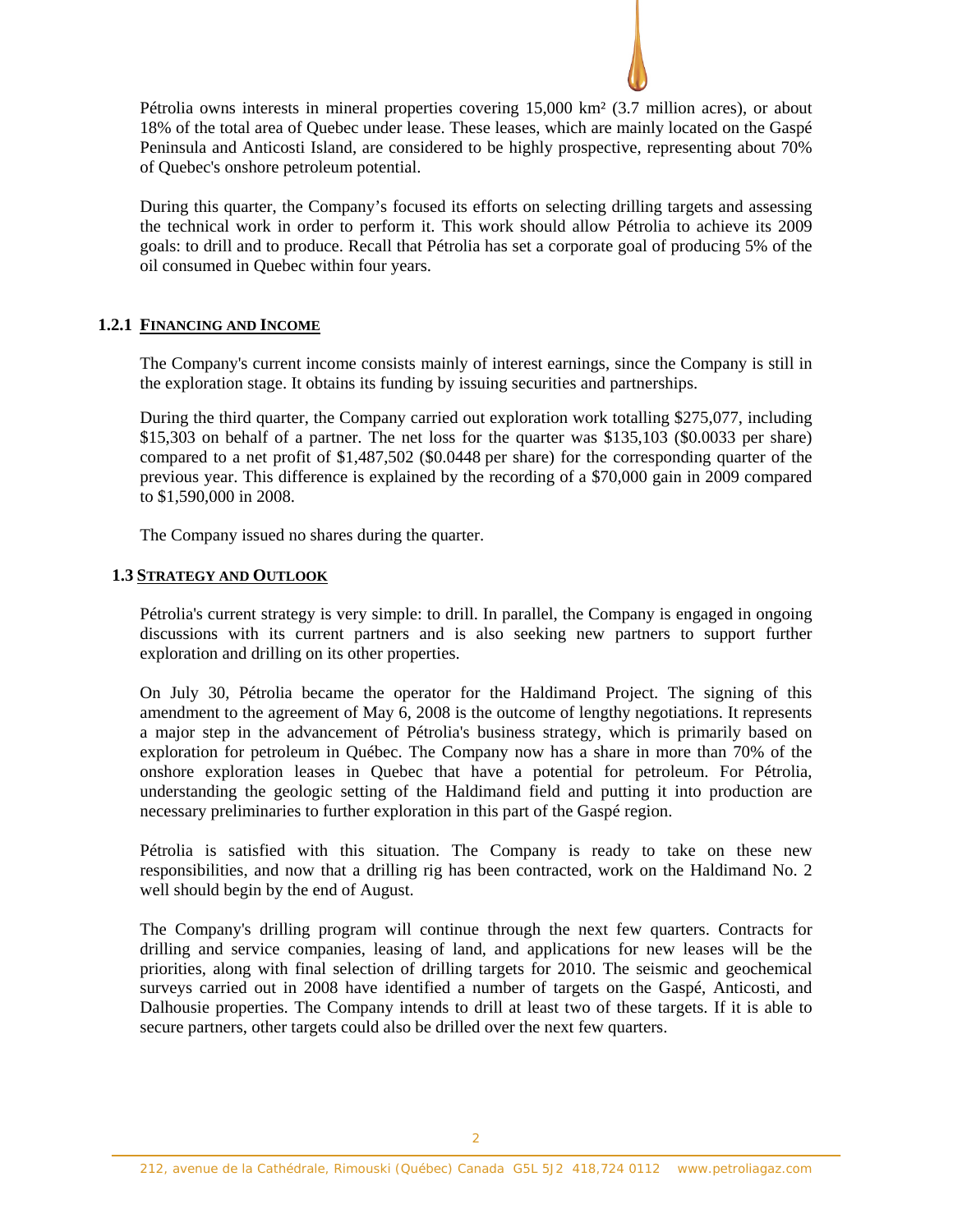Pétrolia owns interests in mineral properties covering 15,000 km² (3.7 million acres), or about 18% of the total area of Quebec under lease. These leases, which are mainly located on the Gaspé Peninsula and Anticosti Island, are considered to be highly prospective, representing about 70% of Quebec's onshore petroleum potential.

During this quarter, the Company's focused its efforts on selecting drilling targets and assessing the technical work in order to perform it. This work should allow Pétrolia to achieve its 2009 goals: to drill and to produce. Recall that Pétrolia has set a corporate goal of producing 5% of the oil consumed in Quebec within four years.

### 1.2.1 FINANCING AND INCOME

The Company's current income consists mainly of interest earnings, since the Company is still in the exploration stage. It obtains its funding by issuing securities and partnerships.

During the third quarter, the Company carried out exploration work totalling $275,077, including $15,303 on behalf of a partner. The net loss for the quarter was $135,103 ($0.0033 per share) compared to a net profit of $1,487,502 ($0.0448 per share) for the corresponding quarter of the previous year. This difference is explained by the recording of a $70,000 gain in 2009 compared to $1,590,000 in 2008.

The Company issued no shares during the quarter.

## 1.3 STRATEGY AND OUTLOOK

Pétrolia's current strategy is very simple: to drill. In parallel, the Company is engaged in ongoing discussions with its current partners and is also seeking new partners to support further exploration and drilling on its other properties.

On July 30, Pétrolia became the operator for the Haldimand Project. The signing of this amendment to the agreement of May 6, 2008 is the outcome of lengthy negotiations. It represents a major step in the advancement of Pétrolia's business strategy, which is primarily based on exploration for petroleum in Québec. The Company now has a share in more than 70% of the onshore exploration leases in Quebec that have a potential for petroleum. For Pétrolia, understanding the geologic setting of the Haldimand field and putting it into production are necessary preliminaries to further exploration in this part of the Gaspé region.

Pétrolia is satisfied with this situation. The Company is ready to take on these new responsibilities, and now that a drilling rig has been contracted, work on the Haldimand No. 2 well should begin by the end of August.

The Company's drilling program will continue through the next few quarters. Contracts for drilling and service companies, leasing of land, and applications for new leases will be the priorities, along with final selection of drilling targets for 2010. The seismic and geochemical surveys carried out in 2008 have identified a number of targets on the Gaspé, Anticosti, and Dalhousie properties. The Company intends to drill at least two of these targets. If it is able to secure partners, other targets could also be drilled over the next few quarters.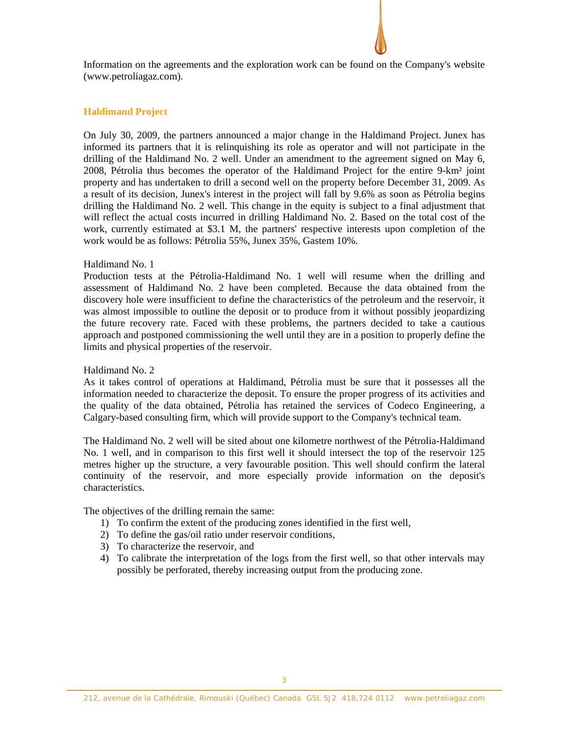Information on the agreements and the exploration work can be found on the Company's website (www.petroliagaz.com).

## Haldimand Project

On July 30, 2009, the partners announced a major change in the Haldimand Project. Junex has informed its partners that it is relinquishing its role as operator and will not participate in the drilling of the Haldimand No. 2 well. Under an amendment to the agreement signed on May 6, 2008, Pétrolia thus becomes the operator of the Haldimand Project for the entire 9-km² joint property and has undertaken to drill a second well on the property before December 31, 2009. As a result of its decision, Junex's interest in the project will fall by 9.6% as soon as Pétrolia begins drilling the Haldimand No. 2 well. This change in the equity is subject to a final adjustment that will reflect the actual costs incurred in drilling Haldimand No. 2. Based on the total cost of the work, currently estimated at $3.1 M, the partners' respective interests upon completion of the work would be as follows: Pétrolia 55%, Junex 35%, Gastem 10%.

Haldimand No. 1

Production tests at the Pétrolia-Haldimand No. 1 well will resume when the drilling and assessment of Haldimand No. 2 have been completed. Because the data obtained from the discovery hole were insufficient to define the characteristics of the petroleum and the reservoir, it was almost impossible to outline the deposit or to produce from it without possibly jeopardizing the future recovery rate. Faced with these problems, the partners decided to take a cautious approach and postponed commissioning the well until they are in a position to properly define the limits and physical properties of the reservoir.

Haldimand No. 2

As it takes control of operations at Haldimand, Pétrolia must be sure that it possesses all the information needed to characterize the deposit. To ensure the proper progress of its activities and the quality of the data obtained, Pétrolia has retained the services of Codeco Engineering, a Calgary-based consulting firm, which will provide support to the Company's technical team.

The Haldimand No. 2 well will be sited about one kilometre northwest of the Pétrolia-Haldimand No. 1 well, and in comparison to this first well it should intersect the top of the reservoir 125 metres higher up the structure, a very favourable position. This well should confirm the lateral continuity of the reservoir, and more especially provide information on the deposit's characteristics.

The objectives of the drilling remain the same:

1) To confirm the extent of the producing zones identified in the first well,
2) To define the gas/oil ratio under reservoir conditions,
3) To characterize the reservoir, and
4) To calibrate the interpretation of the logs from the first well, so that other intervals may possibly be perforated, thereby increasing output from the producing zone.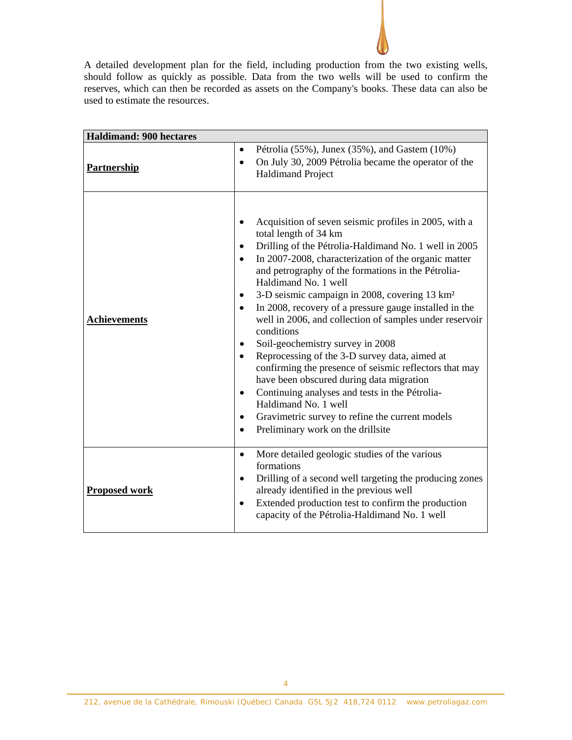A detailed development plan for the field, including production from the two existing wells, should follow as quickly as possible. Data from the two wells will be used to confirm the reserves, which can then be recorded as assets on the Company's books. These data can also be used to estimate the resources.

| **Haldimand: 900 hectares** | |
|---|---|
| **Partnership** | • Pétrolia (55%), Junex (35%), and Gastem (10%)<br>• On July 30, 2009 Pétrolia became the operator of the Haldimand Project |
| **Achievements** | • Acquisition of seven seismic profiles in 2005, with a total length of 34 km<br>• Drilling of the Pétrolia-Haldimand No. 1 well in 2005<br>• In 2007-2008, characterization of the organic matter and petrography of the formations in the Pétrolia-Haldimand No. 1 well<br>• 3-D seismic campaign in 2008, covering 13 km²<br>• In 2008, recovery of a pressure gauge installed in the well in 2006, and collection of samples under reservoir conditions<br>• Soil-geochemistry survey in 2008<br>• Reprocessing of the 3-D survey data, aimed at confirming the presence of seismic reflectors that may have been obscured during data migration<br>• Continuing analyses and tests in the Pétrolia-Haldimand No. 1 well<br>• Gravimetric survey to refine the current models<br>• Preliminary work on the drillsite |
| **Proposed work** | • More detailed geologic studies of the various formations<br>• Drilling of a second well targeting the producing zones already identified in the previous well<br>• Extended production test to confirm the production capacity of the Pétrolia-Haldimand No. 1 well |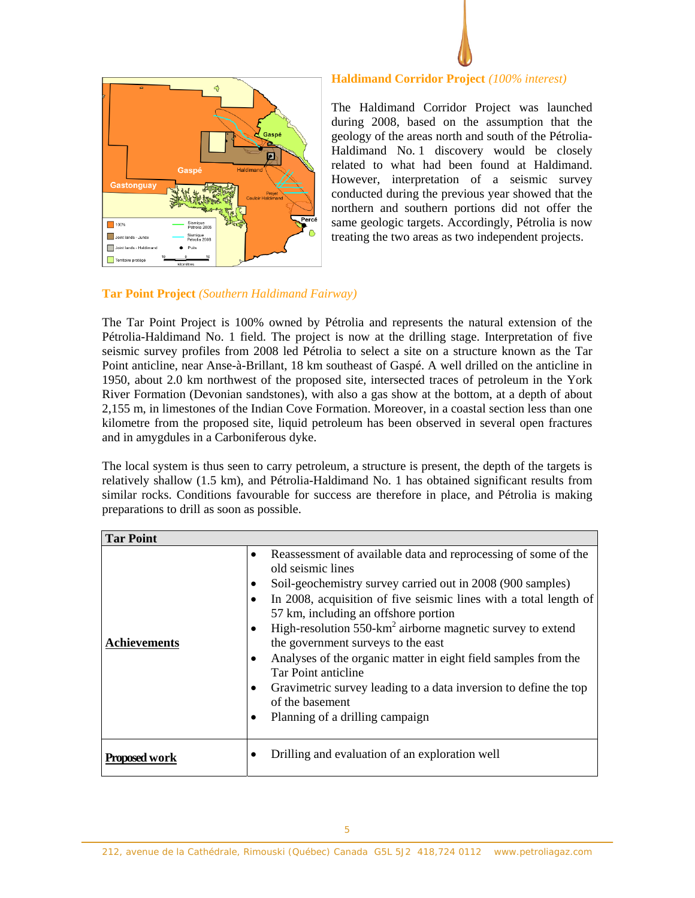## Haldimand Corridor Project *(100% interest)*

The Haldimand Corridor Project was launched during 2008, based on the assumption that the geology of the areas north and south of the Pétrolia-Haldimand No. 1 discovery would be closely related to what had been found at Haldimand. However, interpretation of a seismic survey conducted during the previous year showed that the northern and southern portions did not offer the same geologic targets. Accordingly, Pétrolia is now treating the two areas as two independent projects.

## Tar Point Project *(Southern Haldimand Fairway)*

The Tar Point Project is 100% owned by Pétrolia and represents the natural extension of the Pétrolia-Haldimand No. 1 field. The project is now at the drilling stage. Interpretation of five seismic survey profiles from 2008 led Pétrolia to select a site on a structure known as the Tar Point anticline, near Anse-à-Brillant, 18 km southeast of Gaspé. A well drilled on the anticline in 1950, about 2.0 km northwest of the proposed site, intersected traces of petroleum in the York River Formation (Devonian sandstones), with also a gas show at the bottom, at a depth of about 2,155 m, in limestones of the Indian Cove Formation. Moreover, in a coastal section less than one kilometre from the proposed site, liquid petroleum has been observed in several open fractures and in amygdules in a Carboniferous dyke.

The local system is thus seen to carry petroleum, a structure is present, the depth of the targets is relatively shallow (1.5 km), and Pétrolia-Haldimand No. 1 has obtained significant results from similar rocks. Conditions favourable for success are therefore in place, and Pétrolia is making preparations to drill as soon as possible.

| **Tar Point** | |
|---|---|
| **Achievements** | • Reassessment of available data and reprocessing of some of the old seismic lines<br>• Soil-geochemistry survey carried out in 2008 (900 samples)<br>• In 2008, acquisition of five seismic lines with a total length of 57 km, including an offshore portion<br>• High-resolution 550-km$^2$ airborne magnetic survey to extend the government surveys to the east<br>• Analyses of the organic matter in eight field samples from the Tar Point anticline<br>• Gravimetric survey leading to a data inversion to define the top of the basement<br>• Planning of a drilling campaign |
| **Proposed work** | • Drilling and evaluation of an exploration well |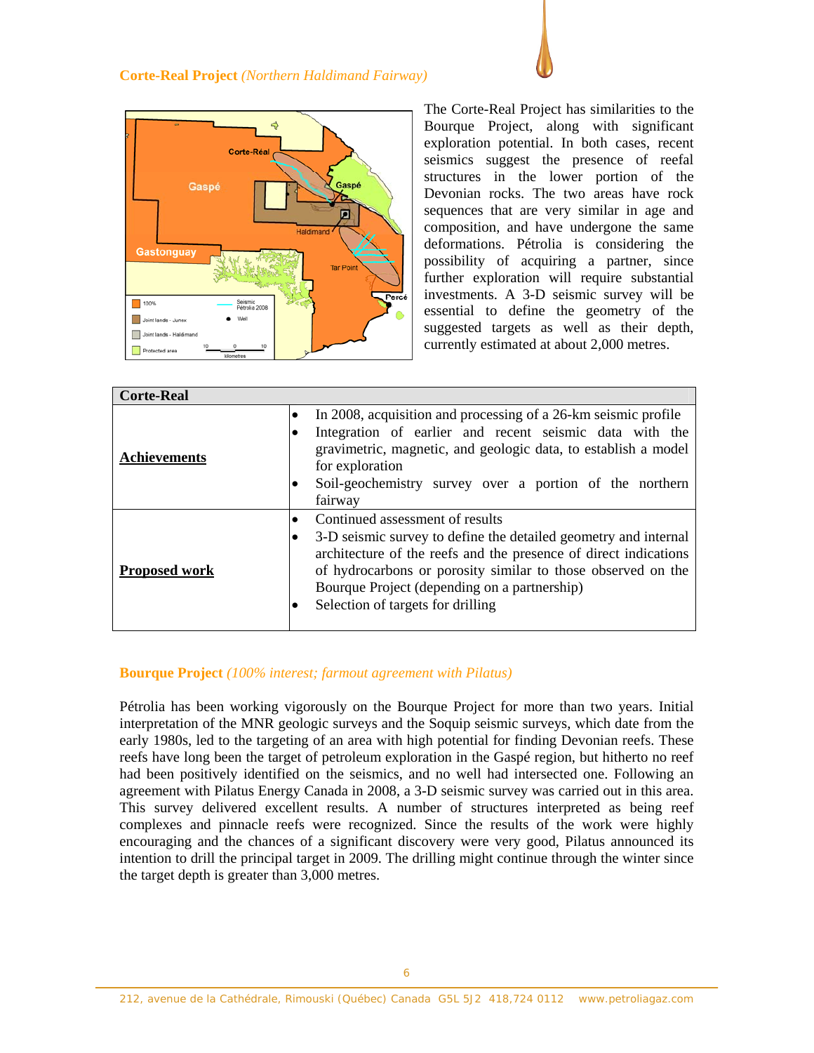**Corte-Real Project** *(Northern Haldimand Fairway)*

The Corte-Real Project has similarities to the Bourque Project, along with significant exploration potential. In both cases, recent seismics suggest the presence of reefal structures in the lower portion of the Devonian rocks. The two areas have rock sequences that are very similar in age and composition, and have undergone the same deformations. Pétrolia is considering the possibility of acquiring a partner, since further exploration will require substantial investments. A 3-D seismic survey will be essential to define the geometry of the suggested targets as well as their depth, currently estimated at about 2,000 metres.

| Corte-Real | |
|---|---|
| **Achievements** | • In 2008, acquisition and processing of a 26-km seismic profile<br>• Integration of earlier and recent seismic data with the gravimetric, magnetic, and geologic data, to establish a model for exploration<br>• Soil-geochemistry survey over a portion of the northern fairway |
| **Proposed work** | • Continued assessment of results<br>• 3-D seismic survey to define the detailed geometry and internal architecture of the reefs and the presence of direct indications of hydrocarbons or porosity similar to those observed on the Bourque Project (depending on a partnership)<br>• Selection of targets for drilling |

**Bourque Project** *(100% interest; farmout agreement with Pilatus)*

Pétrolia has been working vigorously on the Bourque Project for more than two years. Initial interpretation of the MNR geologic surveys and the Soquip seismic surveys, which date from the early 1980s, led to the targeting of an area with high potential for finding Devonian reefs. These reefs have long been the target of petroleum exploration in the Gaspé region, but hitherto no reef had been positively identified on the seismics, and no well had intersected one. Following an agreement with Pilatus Energy Canada in 2008, a 3-D seismic survey was carried out in this area. This survey delivered excellent results. A number of structures interpreted as being reef complexes and pinnacle reefs were recognized. Since the results of the work were highly encouraging and the chances of a significant discovery were very good, Pilatus announced its intention to drill the principal target in 2009. The drilling might continue through the winter since the target depth is greater than 3,000 metres.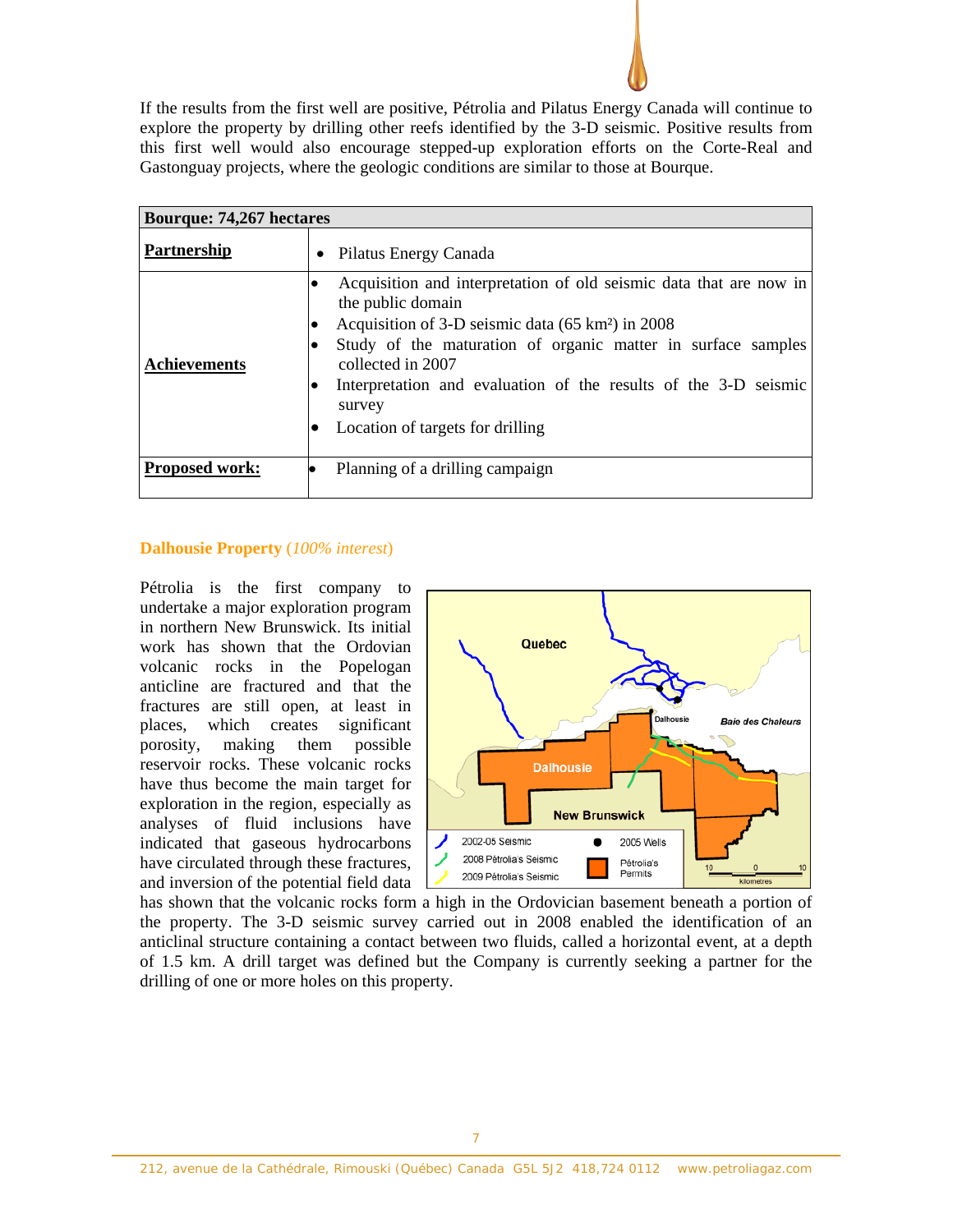If the results from the first well are positive, Pétrolia and Pilatus Energy Canada will continue to explore the property by drilling other reefs identified by the 3-D seismic. Positive results from this first well would also encourage stepped-up exploration efforts on the Corte-Real and Gastonguay projects, where the geologic conditions are similar to those at Bourque.

| **Bourque: 74,267 hectares** | |
|---|---|
| **Partnership** | • Pilatus Energy Canada |
| **Achievements** | • Acquisition and interpretation of old seismic data that are now in the public domain<br>• Acquisition of 3-D seismic data (65 km²) in 2008<br>• Study of the maturation of organic matter in surface samples collected in 2007<br>• Interpretation and evaluation of the results of the 3-D seismic survey<br>• Location of targets for drilling |
| **Proposed work:** | • Planning of a drilling campaign |

## Dalhousie Property (*100% interest*)

Pétrolia is the first company to undertake a major exploration program in northern New Brunswick. Its initial work has shown that the Ordovician volcanic rocks in the Popelogan anticline are fractured and that the fractures are still open, at least in places, which creates significant porosity, making them possible reservoir rocks. These volcanic rocks have thus become the main target for exploration in the region, especially as analyses of fluid inclusions have indicated that gaseous hydrocarbons have circulated through these fractures, and inversion of the potential field data has shown that the volcanic rocks form a high in the Ordovician basement beneath a portion of the property. The 3-D seismic survey carried out in 2008 enabled the identification of an anticlinal structure containing a contact between two fluids, called a horizontal event, at a depth of 1.5 km. A drill target was defined but the Company is currently seeking a partner for the drilling of one or more holes on this property.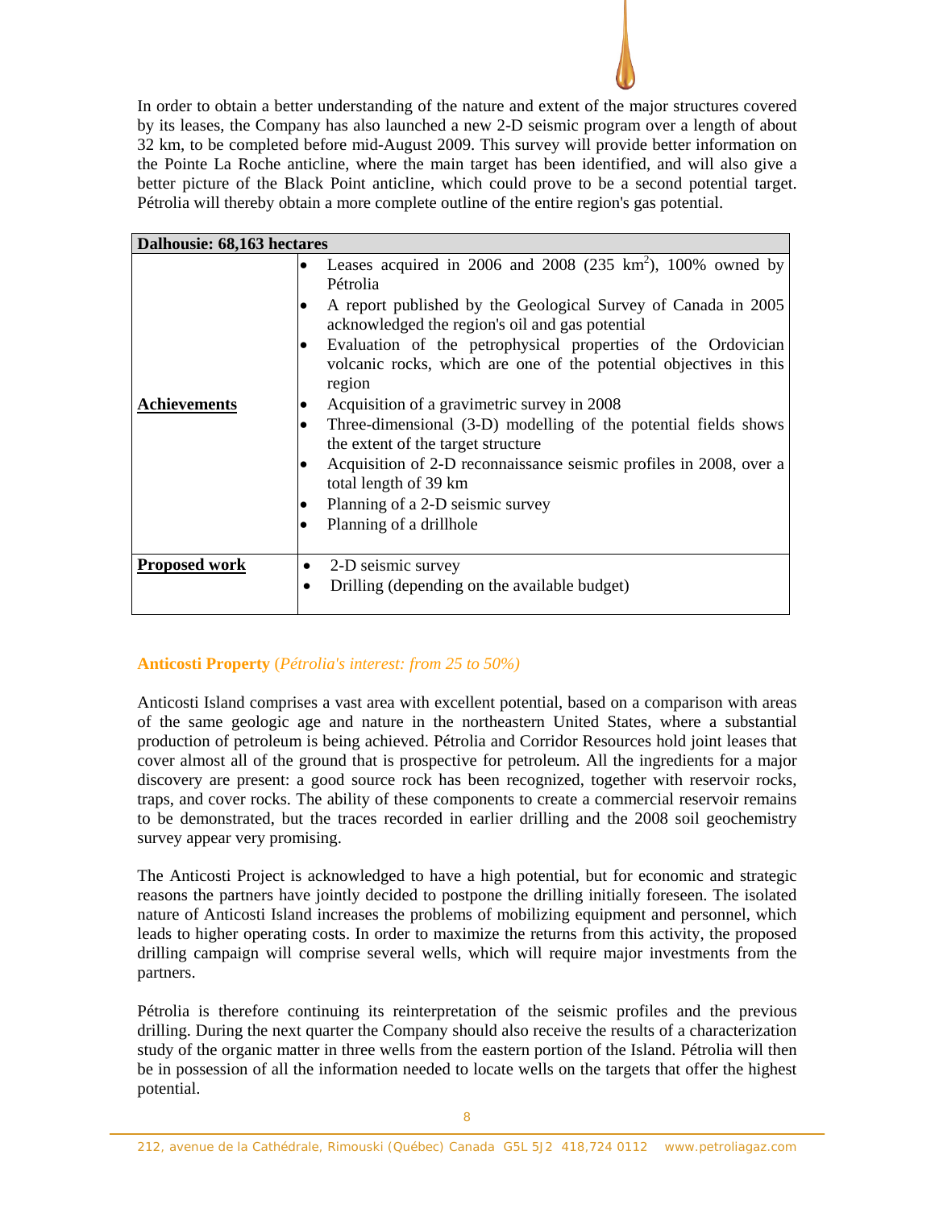In order to obtain a better understanding of the nature and extent of the major structures covered by its leases, the Company has also launched a new 2-D seismic program over a length of about 32 km, to be completed before mid-August 2009. This survey will provide better information on the Pointe La Roche anticline, where the main target has been identified, and will also give a better picture of the Black Point anticline, which could prove to be a second potential target. Pétrolia will thereby obtain a more complete outline of the entire region's gas potential.

| **Dalhousie: 68,163 hectares** | |
|---|---|
| **Achievements** | • Leases acquired in 2006 and 2008 (235 $km^2$), 100% owned by Pétrolia<br>• A report published by the Geological Survey of Canada in 2005 acknowledged the region's oil and gas potential<br>• Evaluation of the petrophysical properties of the Ordovician volcanic rocks, which are one of the potential objectives in this region<br>• Acquisition of a gravimetric survey in 2008<br>• Three-dimensional (3-D) modelling of the potential fields shows the extent of the target structure<br>• Acquisition of 2-D reconnaissance seismic profiles in 2008, over a total length of 39 km<br>• Planning of a 2-D seismic survey<br>• Planning of a drillhole |
| **Proposed work** | • 2-D seismic survey<br>• Drilling (depending on the available budget) |

### Anticosti Property (*Pétrolia's interest: from 25 to 50%)*

Anticosti Island comprises a vast area with excellent potential, based on a comparison with areas of the same geologic age and nature in the northeastern United States, where a substantial production of petroleum is being achieved. Pétrolia and Corridor Resources hold joint leases that cover almost all of the ground that is prospective for petroleum. All the ingredients for a major discovery are present: a good source rock has been recognized, together with reservoir rocks, traps, and cover rocks. The ability of these components to create a commercial reservoir remains to be demonstrated, but the traces recorded in earlier drilling and the 2008 soil geochemistry survey appear very promising.

The Anticosti Project is acknowledged to have a high potential, but for economic and strategic reasons the partners have jointly decided to postpone the drilling initially foreseen. The isolated nature of Anticosti Island increases the problems of mobilizing equipment and personnel, which leads to higher operating costs. In order to maximize the returns from this activity, the proposed drilling campaign will comprise several wells, which will require major investments from the partners.

Pétrolia is therefore continuing its reinterpretation of the seismic profiles and the previous drilling. During the next quarter the Company should also receive the results of a characterization study of the organic matter in three wells from the eastern portion of the Island. Pétrolia will then be in possession of all the information needed to locate wells on the targets that offer the highest potential.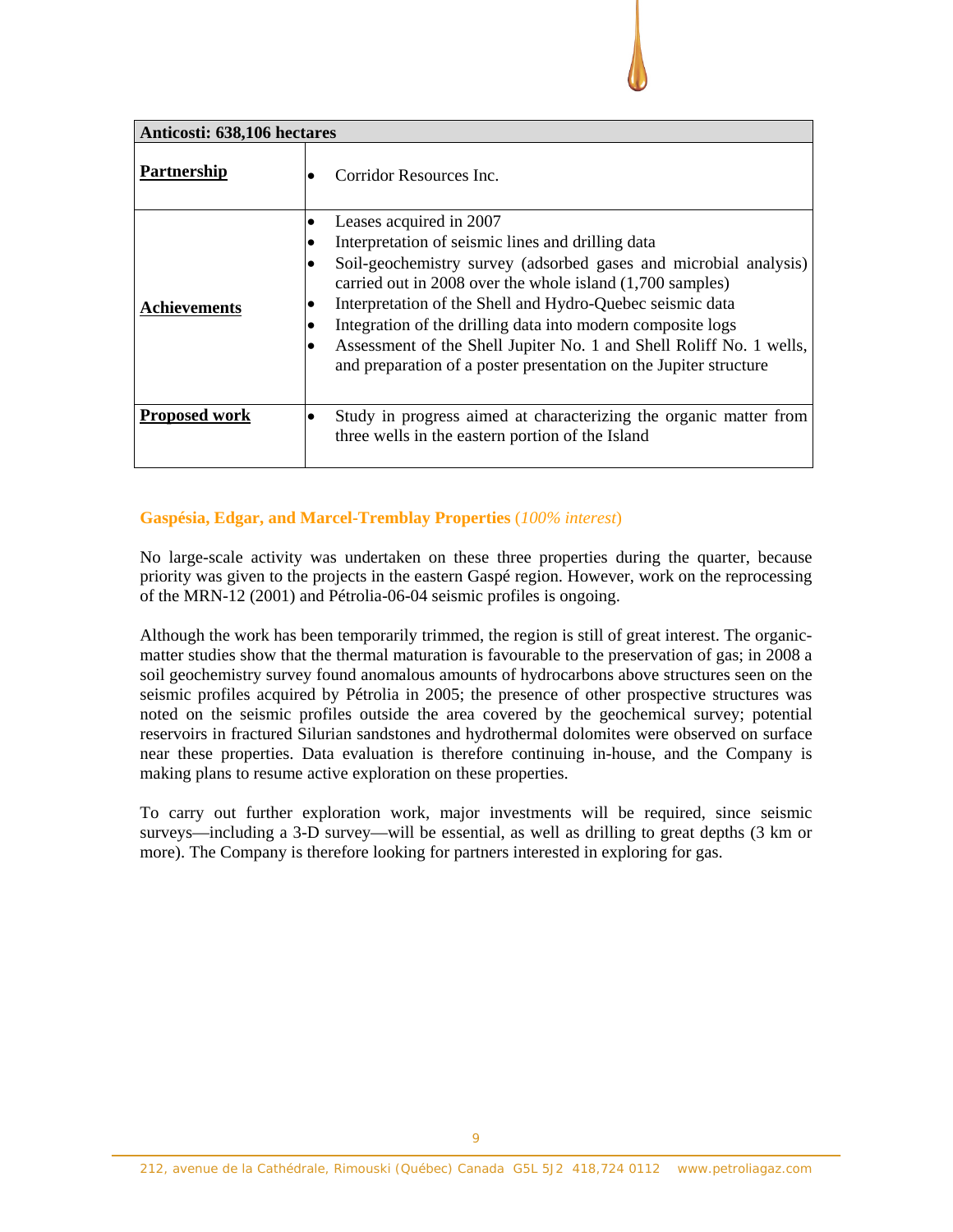| Anticosti: 638,106 hectares | |
|---|---|
| **Partnership** | • Corridor Resources Inc. |
| **Achievements** | • Leases acquired in 2007<br>• Interpretation of seismic lines and drilling data<br>• Soil-geochemistry survey (adsorbed gases and microbial analysis) carried out in 2008 over the whole island (1,700 samples)<br>• Interpretation of the Shell and Hydro-Quebec seismic data<br>• Integration of the drilling data into modern composite logs<br>• Assessment of the Shell Jupiter No. 1 and Shell Roliff No. 1 wells, and preparation of a poster presentation on the Jupiter structure |
| **Proposed work** | • Study in progress aimed at characterizing the organic matter from three wells in the eastern portion of the Island |

### Gaspésia, Edgar, and Marcel-Tremblay Properties (*100% interest*)

No large-scale activity was undertaken on these three properties during the quarter, because priority was given to the projects in the eastern Gaspé region. However, work on the reprocessing of the MRN-12 (2001) and Pétrolia-06-04 seismic profiles is ongoing.

Although the work has been temporarily trimmed, the region is still of great interest. The organic-matter studies show that the thermal maturation is favourable to the preservation of gas; in 2008 a soil geochemistry survey found anomalous amounts of hydrocarbons above structures seen on the seismic profiles acquired by Pétrolia in 2005; the presence of other prospective structures was noted on the seismic profiles outside the area covered by the geochemical survey; potential reservoirs in fractured Silurian sandstones and hydrothermal dolomites were observed on surface near these properties. Data evaluation is therefore continuing in-house, and the Company is making plans to resume active exploration on these properties.

To carry out further exploration work, major investments will be required, since seismic surveys—including a 3-D survey—will be essential, as well as drilling to great depths (3 km or more). The Company is therefore looking for partners interested in exploring for gas.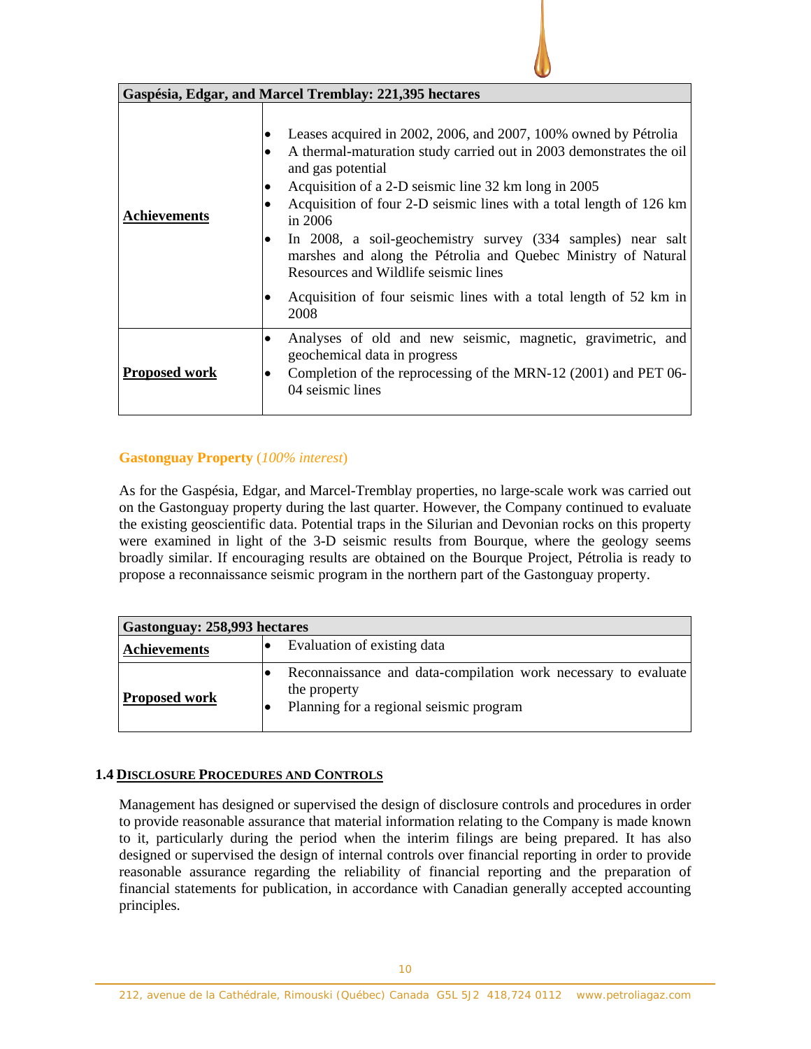| Gaspésia, Edgar, and Marcel Tremblay: 221,395 hectares | |
|---|---|
| **Achievements** | • Leases acquired in 2002, 2006, and 2007, 100% owned by Pétrolia<br>• A thermal-maturation study carried out in 2003 demonstrates the oil and gas potential<br>• Acquisition of a 2-D seismic line 32 km long in 2005<br>• Acquisition of four 2-D seismic lines with a total length of 126 km in 2006<br>• In 2008, a soil-geochemistry survey (334 samples) near salt marshes and along the Pétrolia and Quebec Ministry of Natural Resources and Wildlife seismic lines<br>• Acquisition of four seismic lines with a total length of 52 km in 2008 |
| **Proposed work** | • Analyses of old and new seismic, magnetic, gravimetric, and geochemical data in progress<br>• Completion of the reprocessing of the MRN-12 (2001) and PET 06-04 seismic lines |

**Gastonguay Property** (*100% interest*)

As for the Gaspésia, Edgar, and Marcel-Tremblay properties, no large-scale work was carried out on the Gastonguay property during the last quarter. However, the Company continued to evaluate the existing geoscientific data. Potential traps in the Silurian and Devonian rocks on this property were examined in light of the 3-D seismic results from Bourque, where the geology seems broadly similar. If encouraging results are obtained on the Bourque Project, Pétrolia is ready to propose a reconnaissance seismic program in the northern part of the Gastonguay property.

| Gastonguay: 258,993 hectares | |
|---|---|
| **Achievements** | • Evaluation of existing data |
| **Proposed work** | • Reconnaissance and data-compilation work necessary to evaluate the property<br>• Planning for a regional seismic program |

## 1.4 DISCLOSURE PROCEDURES AND CONTROLS

Management has designed or supervised the design of disclosure controls and procedures in order to provide reasonable assurance that material information relating to the Company is made known to it, particularly during the period when the interim filings are being prepared. It has also designed or supervised the design of internal controls over financial reporting in order to provide reasonable assurance regarding the reliability of financial reporting and the preparation of financial statements for publication, in accordance with Canadian generally accepted accounting principles.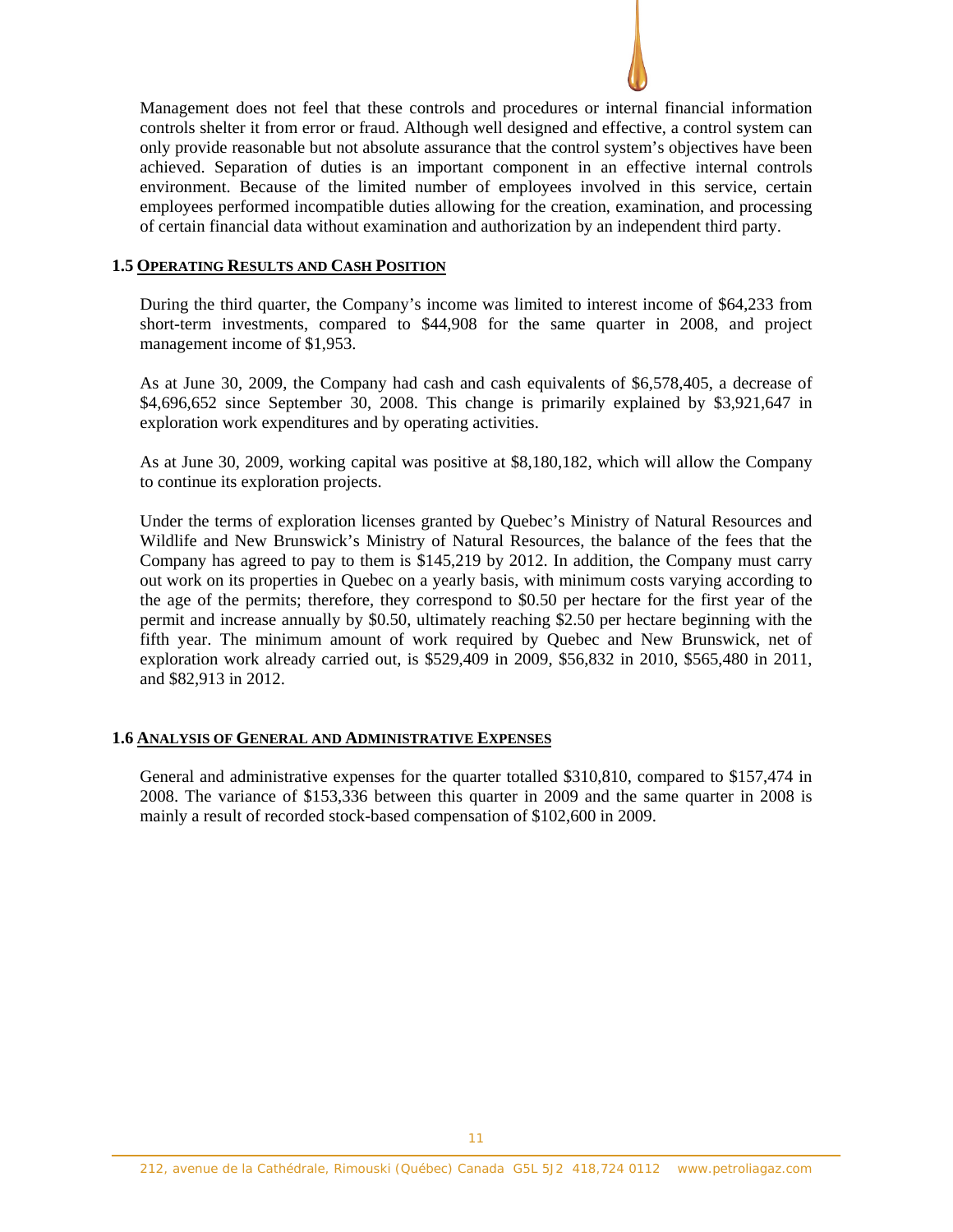Management does not feel that these controls and procedures or internal financial information controls shelter it from error or fraud. Although well designed and effective, a control system can only provide reasonable but not absolute assurance that the control system's objectives have been achieved. Separation of duties is an important component in an effective internal controls environment. Because of the limited number of employees involved in this service, certain employees performed incompatible duties allowing for the creation, examination, and processing of certain financial data without examination and authorization by an independent third party.

## 1.5 OPERATING RESULTS AND CASH POSITION

During the third quarter, the Company's income was limited to interest income of $64,233 from short-term investments, compared to $44,908 for the same quarter in 2008, and project management income of $1,953.

As at June 30, 2009, the Company had cash and cash equivalents of $6,578,405, a decrease of $4,696,652 since September 30, 2008. This change is primarily explained by $3,921,647 in exploration work expenditures and by operating activities.

As at June 30, 2009, working capital was positive at $8,180,182, which will allow the Company to continue its exploration projects.

Under the terms of exploration licenses granted by Quebec's Ministry of Natural Resources and Wildlife and New Brunswick's Ministry of Natural Resources, the balance of the fees that the Company has agreed to pay to them is $145,219 by 2012. In addition, the Company must carry out work on its properties in Quebec on a yearly basis, with minimum costs varying according to the age of the permits; therefore, they correspond to $0.50 per hectare for the first year of the permit and increase annually by $0.50, ultimately reaching $2.50 per hectare beginning with the fifth year. The minimum amount of work required by Quebec and New Brunswick, net of exploration work already carried out, is $529,409 in 2009, $56,832 in 2010, $565,480 in 2011, and $82,913 in 2012.

## 1.6 ANALYSIS OF GENERAL AND ADMINISTRATIVE EXPENSES

General and administrative expenses for the quarter totalled $310,810, compared to $157,474 in 2008. The variance of $153,336 between this quarter in 2009 and the same quarter in 2008 is mainly a result of recorded stock-based compensation of $102,600 in 2009.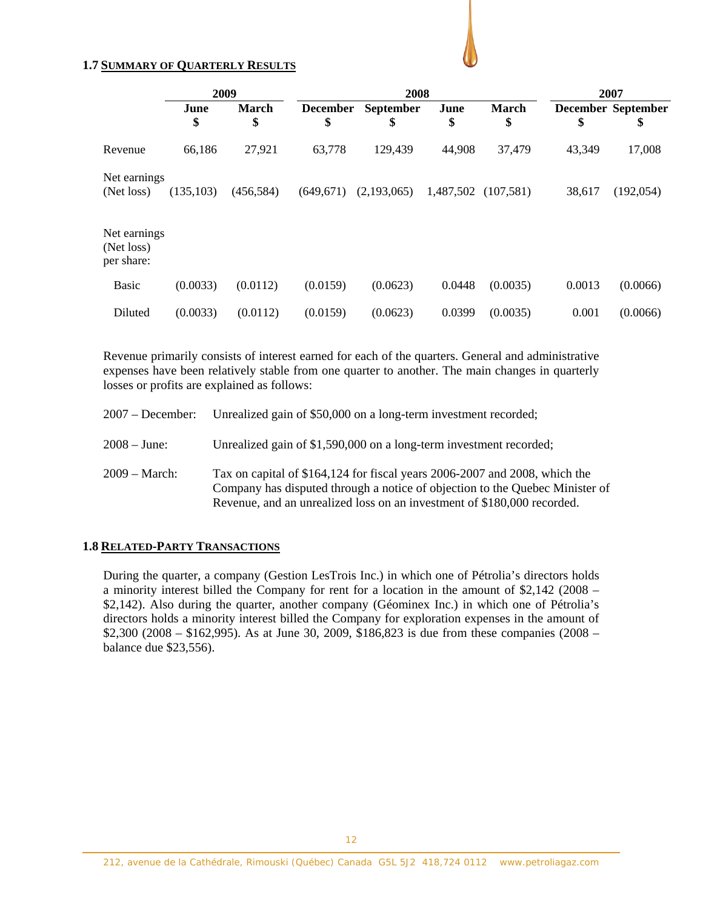### 1.7 SUMMARY OF QUARTERLY RESULTS

| | 2009 | | 2008 | | | | 2007 | |
|---|---|---|---|---|---|---|---|---|
| | June<br>$ | March<br>$ | December<br>$ | September<br>$ | June<br>$ | March<br>$ | December<br>$ | September<br>$ |
| Revenue | 66,186 | 27,921 | 63,778 | 129,439 | 44,908 | 37,479 | 43,349 | 17,008 |
| Net earnings (Net loss) | (135,103) | (456,584) | (649,671) | (2,193,065) | 1,487,502 | (107,581) | 38,617 | (192,054) |
| Net earnings (Net loss) per share: | | | | | | | | |
| Basic | (0.0033) | (0.0112) | (0.0159) | (0.0623) | 0.0448 | (0.0035) | 0.0013 | (0.0066) |
| Diluted | (0.0033) | (0.0112) | (0.0159) | (0.0623) | 0.0399 | (0.0035) | 0.001 | (0.0066) |

Revenue primarily consists of interest earned for each of the quarters. General and administrative expenses have been relatively stable from one quarter to another. The main changes in quarterly losses or profits are explained as follows:

2007 – December: Unrealized gain of $50,000 on a long-term investment recorded;

2008 – June: Unrealized gain of $1,590,000 on a long-term investment recorded;

2009 – March: Tax on capital of $164,124 for fiscal years 2006-2007 and 2008, which the Company has disputed through a notice of objection to the Quebec Minister of Revenue, and an unrealized loss on an investment of $180,000 recorded.

### 1.8 RELATED-PARTY TRANSACTIONS

During the quarter, a company (Gestion LesTrois Inc.) in which one of Pétrolia's directors holds a minority interest billed the Company for rent for a location in the amount of $2,142 (2008 – $2,142). Also during the quarter, another company (Géominex Inc.) in which one of Pétrolia's directors holds a minority interest billed the Company for exploration expenses in the amount of $2,300 (2008 – $162,995). As at June 30, 2009, $186,823 is due from these companies (2008 – balance due $23,556).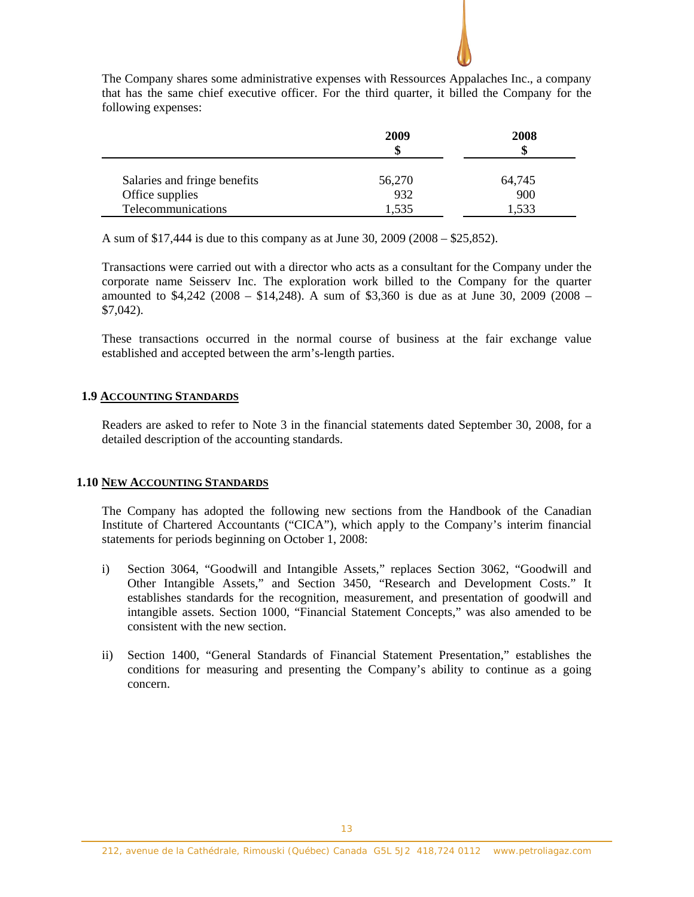The Company shares some administrative expenses with Ressources Appalaches Inc., a company that has the same chief executive officer. For the third quarter, it billed the Company for the following expenses:

| | 2009<br>$ | 2008<br>$ |
|---|---|---|
| Salaries and fringe benefits | 56,270 | 64,745 |
| Office supplies | 932 | 900 |
| Telecommunications | 1,535 | 1,533 |

A sum of $17,444 is due to this company as at June 30, 2009 (2008 – $25,852).

Transactions were carried out with a director who acts as a consultant for the Company under the corporate name Seisserv Inc. The exploration work billed to the Company for the quarter amounted to $4,242 (2008 – $14,248). A sum of $3,360 is due as at June 30, 2009 (2008 – $7,042).

These transactions occurred in the normal course of business at the fair exchange value established and accepted between the arm's-length parties.

## 1.9 ACCOUNTING STANDARDS

Readers are asked to refer to Note 3 in the financial statements dated September 30, 2008, for a detailed description of the accounting standards.

## 1.10 NEW ACCOUNTING STANDARDS

The Company has adopted the following new sections from the Handbook of the Canadian Institute of Chartered Accountants ("CICA"), which apply to the Company's interim financial statements for periods beginning on October 1, 2008:

i) Section 3064, "Goodwill and Intangible Assets," replaces Section 3062, "Goodwill and Other Intangible Assets," and Section 3450, "Research and Development Costs." It establishes standards for the recognition, measurement, and presentation of goodwill and intangible assets. Section 1000, "Financial Statement Concepts," was also amended to be consistent with the new section.

ii) Section 1400, "General Standards of Financial Statement Presentation," establishes the conditions for measuring and presenting the Company's ability to continue as a going concern.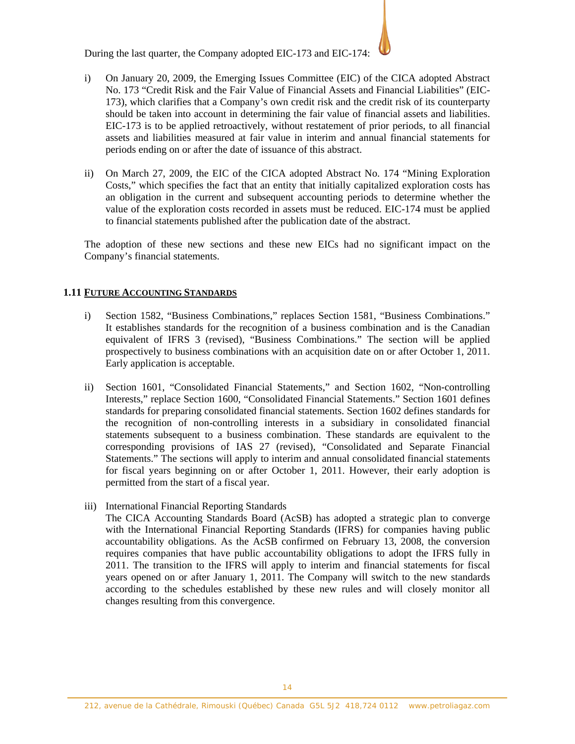During the last quarter, the Company adopted EIC-173 and EIC-174:

i) On January 20, 2009, the Emerging Issues Committee (EIC) of the CICA adopted Abstract No. 173 "Credit Risk and the Fair Value of Financial Assets and Financial Liabilities" (EIC-173), which clarifies that a Company's own credit risk and the credit risk of its counterparty should be taken into account in determining the fair value of financial assets and liabilities. EIC-173 is to be applied retroactively, without restatement of prior periods, to all financial assets and liabilities measured at fair value in interim and annual financial statements for periods ending on or after the date of issuance of this abstract.

ii) On March 27, 2009, the EIC of the CICA adopted Abstract No. 174 "Mining Exploration Costs," which specifies the fact that an entity that initially capitalized exploration costs has an obligation in the current and subsequent accounting periods to determine whether the value of the exploration costs recorded in assets must be reduced. EIC-174 must be applied to financial statements published after the publication date of the abstract.

The adoption of these new sections and these new EICs had no significant impact on the Company's financial statements.

### 1.11 FUTURE ACCOUNTING STANDARDS

i) Section 1582, "Business Combinations," replaces Section 1581, "Business Combinations." It establishes standards for the recognition of a business combination and is the Canadian equivalent of IFRS 3 (revised), "Business Combinations." The section will be applied prospectively to business combinations with an acquisition date on or after October 1, 2011. Early application is acceptable.

ii) Section 1601, "Consolidated Financial Statements," and Section 1602, "Non-controlling Interests," replace Section 1600, "Consolidated Financial Statements." Section 1601 defines standards for preparing consolidated financial statements. Section 1602 defines standards for the recognition of non-controlling interests in a subsidiary in consolidated financial statements subsequent to a business combination. These standards are equivalent to the corresponding provisions of IAS 27 (revised), "Consolidated and Separate Financial Statements." The sections will apply to interim and annual consolidated financial statements for fiscal years beginning on or after October 1, 2011. However, their early adoption is permitted from the start of a fiscal year.

iii) International Financial Reporting Standards
The CICA Accounting Standards Board (AcSB) has adopted a strategic plan to converge with the International Financial Reporting Standards (IFRS) for companies having public accountability obligations. As the AcSB confirmed on February 13, 2008, the conversion requires companies that have public accountability obligations to adopt the IFRS fully in 2011. The transition to the IFRS will apply to interim and financial statements for fiscal years opened on or after January 1, 2011. The Company will switch to the new standards according to the schedules established by these new rules and will closely monitor all changes resulting from this convergence.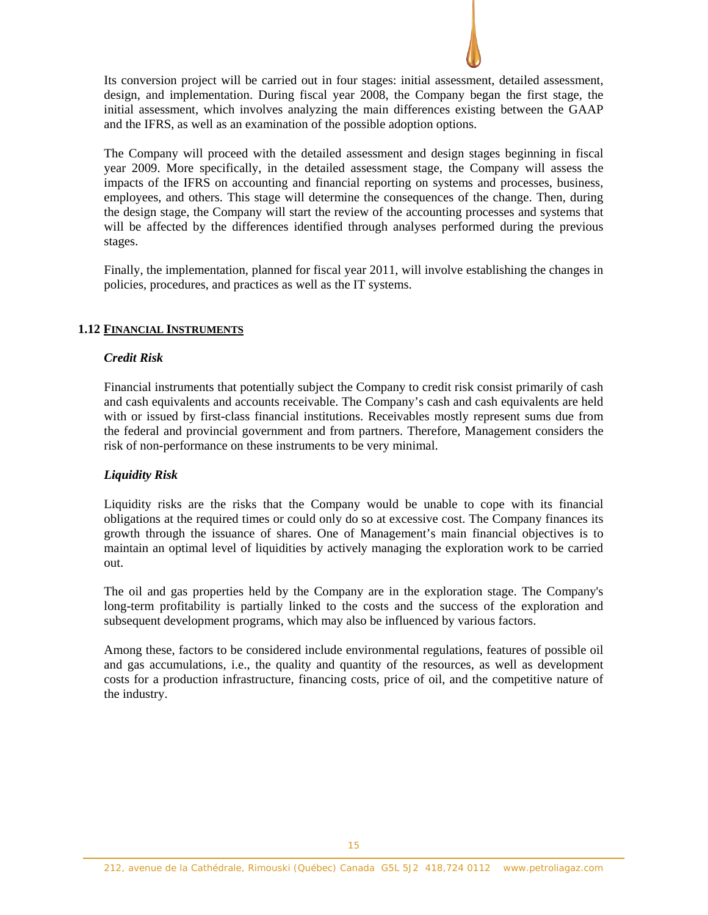Its conversion project will be carried out in four stages: initial assessment, detailed assessment, design, and implementation. During fiscal year 2008, the Company began the first stage, the initial assessment, which involves analyzing the main differences existing between the GAAP and the IFRS, as well as an examination of the possible adoption options.

The Company will proceed with the detailed assessment and design stages beginning in fiscal year 2009. More specifically, in the detailed assessment stage, the Company will assess the impacts of the IFRS on accounting and financial reporting on systems and processes, business, employees, and others. This stage will determine the consequences of the change. Then, during the design stage, the Company will start the review of the accounting processes and systems that will be affected by the differences identified through analyses performed during the previous stages.

Finally, the implementation, planned for fiscal year 2011, will involve establishing the changes in policies, procedures, and practices as well as the IT systems.

## 1.12 FINANCIAL INSTRUMENTS

***Credit Risk***

Financial instruments that potentially subject the Company to credit risk consist primarily of cash and cash equivalents and accounts receivable. The Company's cash and cash equivalents are held with or issued by first-class financial institutions. Receivables mostly represent sums due from the federal and provincial government and from partners. Therefore, Management considers the risk of non-performance on these instruments to be very minimal.

***Liquidity Risk***

Liquidity risks are the risks that the Company would be unable to cope with its financial obligations at the required times or could only do so at excessive cost. The Company finances its growth through the issuance of shares. One of Management's main financial objectives is to maintain an optimal level of liquidities by actively managing the exploration work to be carried out.

The oil and gas properties held by the Company are in the exploration stage. The Company's long-term profitability is partially linked to the costs and the success of the exploration and subsequent development programs, which may also be influenced by various factors.

Among these, factors to be considered include environmental regulations, features of possible oil and gas accumulations, i.e., the quality and quantity of the resources, as well as development costs for a production infrastructure, financing costs, price of oil, and the competitive nature of the industry.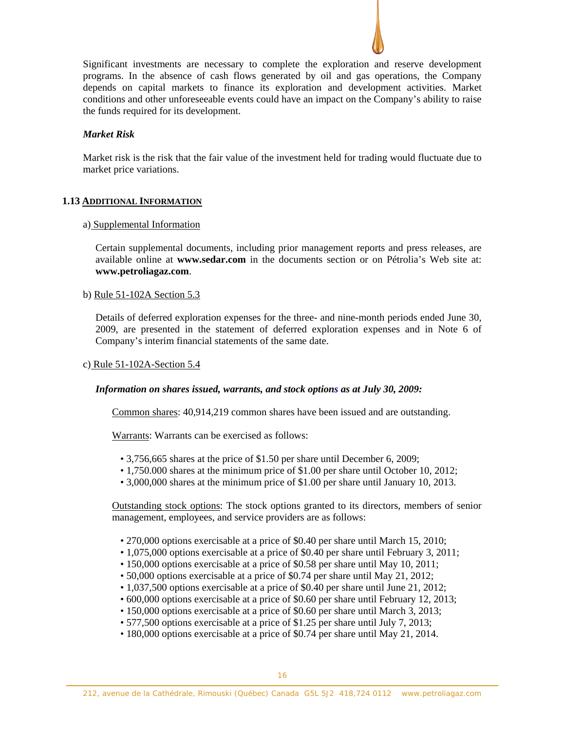Significant investments are necessary to complete the exploration and reserve development programs. In the absence of cash flows generated by oil and gas operations, the Company depends on capital markets to finance its exploration and development activities. Market conditions and other unforeseeable events could have an impact on the Company's ability to raise the funds required for its development.

***Market Risk***

Market risk is the risk that the fair value of the investment held for trading would fluctuate due to market price variations.

## 1.13 ADDITIONAL INFORMATION

a) Supplemental Information

Certain supplemental documents, including prior management reports and press releases, are available online at **www.sedar.com** in the documents section or on Pétrolia's Web site at: **www.petroliagaz.com**.

b) Rule 51-102A Section 5.3

Details of deferred exploration expenses for the three- and nine-month periods ended June 30, 2009, are presented in the statement of deferred exploration expenses and in Note 6 of Company's interim financial statements of the same date.

c) Rule 51-102A-Section 5.4

***Information on shares issued, warrants, and stock options as at July 30, 2009:***

Common shares: 40,914,219 common shares have been issued and are outstanding.

Warrants: Warrants can be exercised as follows:

- 3,756,665 shares at the price of $1.50 per share until December 6, 2009;
- 1,750.000 shares at the minimum price of $1.00 per share until October 10, 2012;
- 3,000,000 shares at the minimum price of $1.00 per share until January 10, 2013.

Outstanding stock options: The stock options granted to its directors, members of senior management, employees, and service providers are as follows:

- 270,000 options exercisable at a price of $0.40 per share until March 15, 2010;
- 1,075,000 options exercisable at a price of $0.40 per share until February 3, 2011;
- 150,000 options exercisable at a price of $0.58 per share until May 10, 2011;
- 50,000 options exercisable at a price of $0.74 per share until May 21, 2012;
- 1,037,500 options exercisable at a price of $0.40 per share until June 21, 2012;
- 600,000 options exercisable at a price of $0.60 per share until February 12, 2013;
- 150,000 options exercisable at a price of $0.60 per share until March 3, 2013;
- 577,500 options exercisable at a price of $1.25 per share until July 7, 2013;
- 180,000 options exercisable at a price of $0.74 per share until May 21, 2014.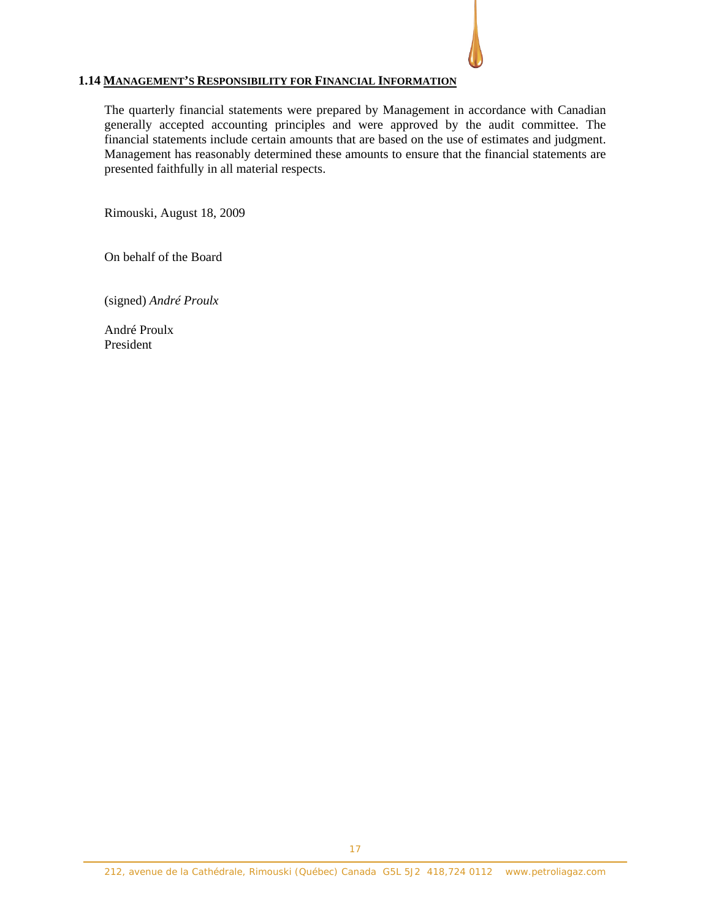## 1.14 MANAGEMENT'S RESPONSIBILITY FOR FINANCIAL INFORMATION

The quarterly financial statements were prepared by Management in accordance with Canadian generally accepted accounting principles and were approved by the audit committee. The financial statements include certain amounts that are based on the use of estimates and judgment. Management has reasonably determined these amounts to ensure that the financial statements are presented faithfully in all material respects.

Rimouski, August 18, 2009

On behalf of the Board

(signed) *André Proulx*

André Proulx
President